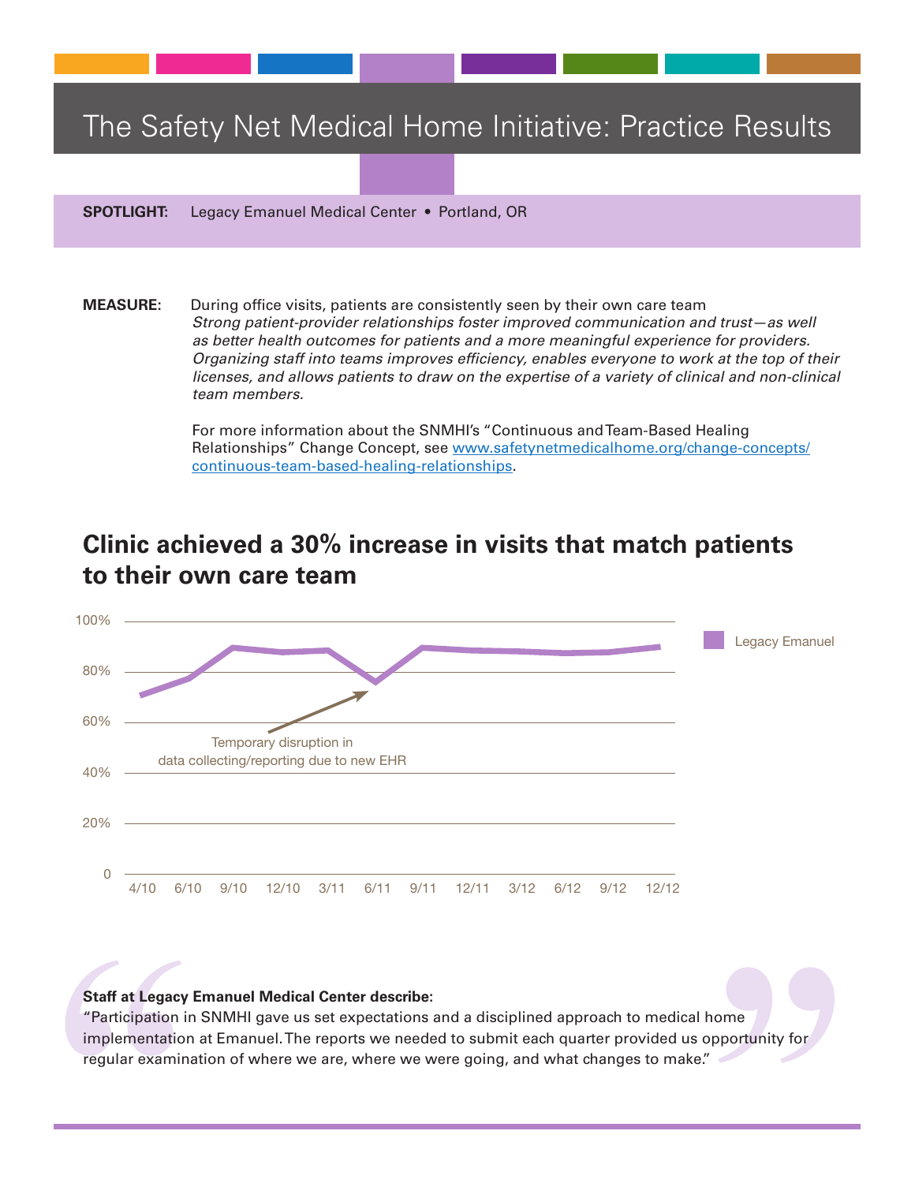# The Safety Net Medical Home Initiative: Practice Results

**SPOTLIGHT:** Legacy Emanuel Medical Center • Portland, OR

**MEASURE:** During office visits, patients are consistently seen by their own care team
*Strong patient-provider relationships foster improved communication and trust—as well as better health outcomes for patients and a more meaningful experience for providers. Organizing staff into teams improves efficiency, enables everyone to work at the top of their licenses, and allows patients to draw on the expertise of a variety of clinical and non-clinical team members.*

For more information about the SNMHI's "Continuous and Team-Based Healing Relationships" Change Concept, see [www.safetynetmedicalhome.org/change-concepts/continuous-team-based-healing-relationships](www.safetynetmedicalhome.org/change-concepts/continuous-team-based-healing-relationships).

## Clinic achieved a 30% increase in visits that match patients to their own care team

Legacy Emanuel

100%
80%
60%
40%
20%
0

4/10 6/10 9/10 12/10 3/11 6/11 9/11 12/11 3/12 6/12 9/12 12/12

Temporary disruption in data collecting/reporting due to new EHR

**Staff at Legacy Emanuel Medical Center describe:**
"Participation in SNMHI gave us set expectations and a disciplined approach to medical home implementation at Emanuel. The reports we needed to submit each quarter provided us opportunity for regular examination of where we are, where we were going, and what changes to make."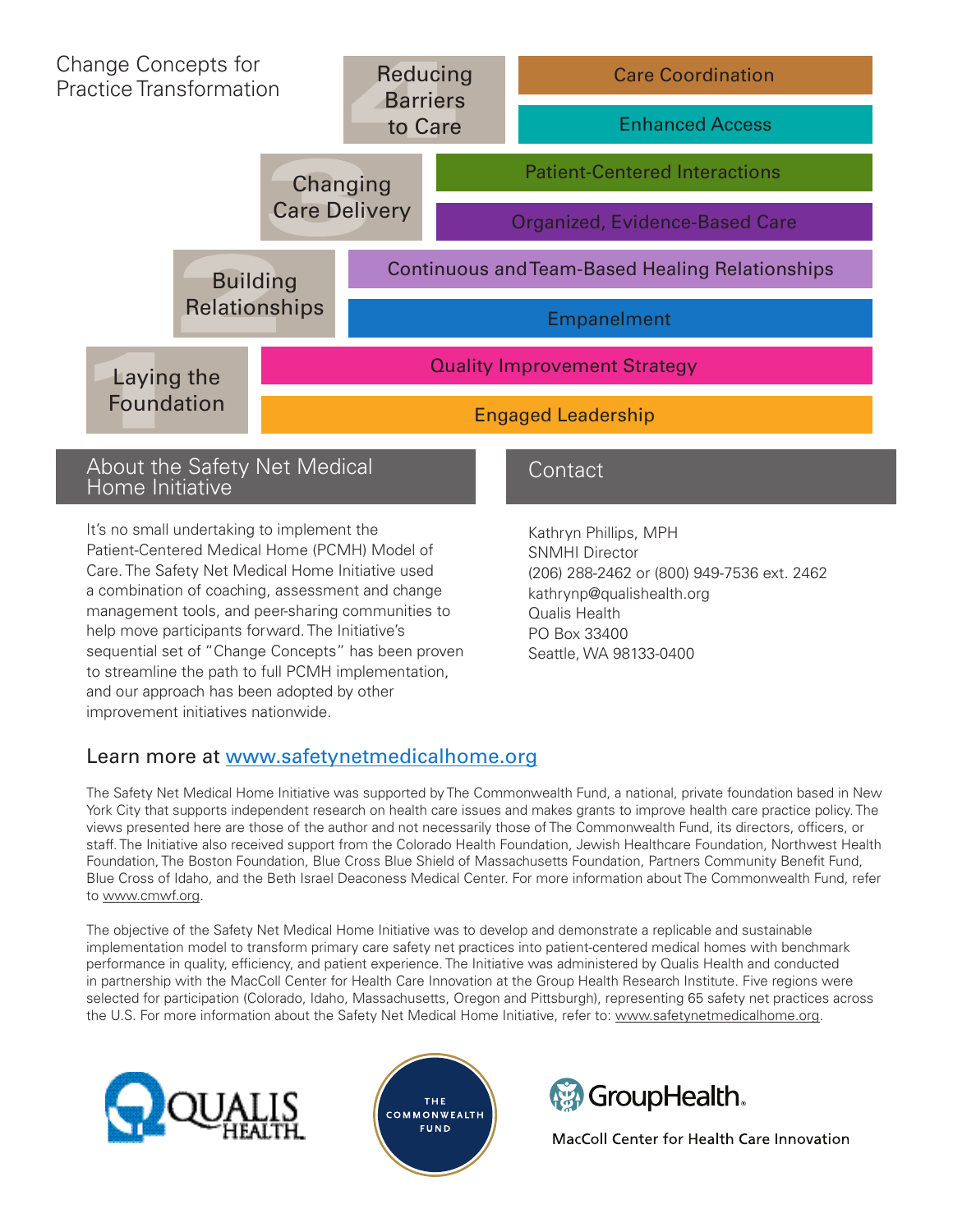## Change Concepts for Practice Transformation

**4 Reducing Barriers to Care**
- Care Coordination
- Enhanced Access

**3 Changing Care Delivery**
- Patient-Centered Interactions
- Organized, Evidence-Based Care

**2 Building Relationships**
- Continuous and Team-Based Healing Relationships
- Empanelment

**1 Laying the Foundation**
- Quality Improvement Strategy
- Engaged Leadership

## About the Safety Net Medical Home Initiative

It's no small undertaking to implement the Patient-Centered Medical Home (PCMH) Model of Care. The Safety Net Medical Home Initiative used a combination of coaching, assessment and change management tools, and peer-sharing communities to help move participants forward. The Initiative's sequential set of "Change Concepts" has been proven to streamline the path to full PCMH implementation, and our approach has been adopted by other improvement initiatives nationwide.

## Contact

Kathryn Phillips, MPH
SNMHI Director
(206) 288-2462 or (800) 949-7536 ext. 2462
kathrynp@qualishealth.org
Qualis Health
PO Box 33400
Seattle, WA 98133-0400

### Learn more at [www.safetynetmedicalhome.org](http://www.safetynetmedicalhome.org)

The Safety Net Medical Home Initiative was supported by The Commonwealth Fund, a national, private foundation based in New York City that supports independent research on health care issues and makes grants to improve health care practice policy. The views presented here are those of the author and not necessarily those of The Commonwealth Fund, its directors, officers, or staff. The Initiative also received support from the Colorado Health Foundation, Jewish Healthcare Foundation, Northwest Health Foundation, The Boston Foundation, Blue Cross Blue Shield of Massachusetts Foundation, Partners Community Benefit Fund, Blue Cross of Idaho, and the Beth Israel Deaconess Medical Center. For more information about The Commonwealth Fund, refer to www.cmwf.org.

The objective of the Safety Net Medical Home Initiative was to develop and demonstrate a replicable and sustainable implementation model to transform primary care safety net practices into patient-centered medical homes with benchmark performance in quality, efficiency, and patient experience. The Initiative was administered by Qualis Health and conducted in partnership with the MacColl Center for Health Care Innovation at the Group Health Research Institute. Five regions were selected for participation (Colorado, Idaho, Massachusetts, Oregon and Pittsburgh), representing 65 safety net practices across the U.S. For more information about the Safety Net Medical Home Initiative, refer to: www.safetynetmedicalhome.org.

QUALIS HEALTH

THE COMMONWEALTH FUND

GroupHealth.
MacColl Center for Health Care Innovation